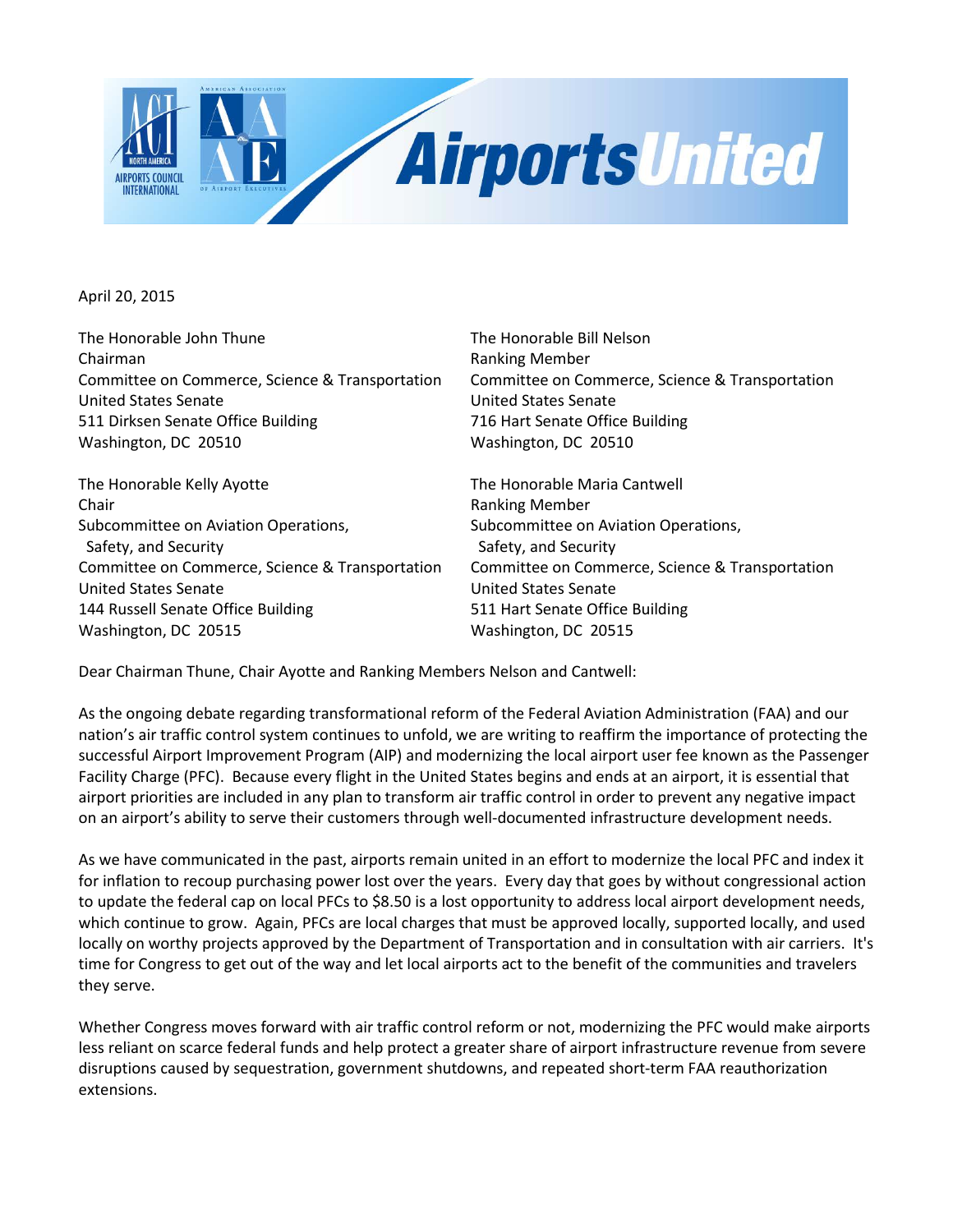April 20, 2015

The Honorable John Thune
Chairman
Committee on Commerce, Science & Transportation
United States Senate
511 Dirksen Senate Office Building
Washington, DC 20510

The Honorable Bill Nelson
Ranking Member
Committee on Commerce, Science & Transportation
United States Senate
716 Hart Senate Office Building
Washington, DC 20510

The Honorable Kelly Ayotte
Chair
Subcommittee on Aviation Operations, Safety, and Security
Committee on Commerce, Science & Transportation
United States Senate
144 Russell Senate Office Building
Washington, DC 20515

The Honorable Maria Cantwell
Ranking Member
Subcommittee on Aviation Operations, Safety, and Security
Committee on Commerce, Science & Transportation
United States Senate
511 Hart Senate Office Building
Washington, DC 20515

Dear Chairman Thune, Chair Ayotte and Ranking Members Nelson and Cantwell:

As the ongoing debate regarding transformational reform of the Federal Aviation Administration (FAA) and our nation's air traffic control system continues to unfold, we are writing to reaffirm the importance of protecting the successful Airport Improvement Program (AIP) and modernizing the local airport user fee known as the Passenger Facility Charge (PFC). Because every flight in the United States begins and ends at an airport, it is essential that airport priorities are included in any plan to transform air traffic control in order to prevent any negative impact on an airport's ability to serve their customers through well-documented infrastructure development needs.

As we have communicated in the past, airports remain united in an effort to modernize the local PFC and index it for inflation to recoup purchasing power lost over the years. Every day that goes by without congressional action to update the federal cap on local PFCs to $8.50 is a lost opportunity to address local airport development needs, which continue to grow. Again, PFCs are local charges that must be approved locally, supported locally, and used locally on worthy projects approved by the Department of Transportation and in consultation with air carriers. It's time for Congress to get out of the way and let local airports act to the benefit of the communities and travelers they serve.

Whether Congress moves forward with air traffic control reform or not, modernizing the PFC would make airports less reliant on scarce federal funds and help protect a greater share of airport infrastructure revenue from severe disruptions caused by sequestration, government shutdowns, and repeated short-term FAA reauthorization extensions.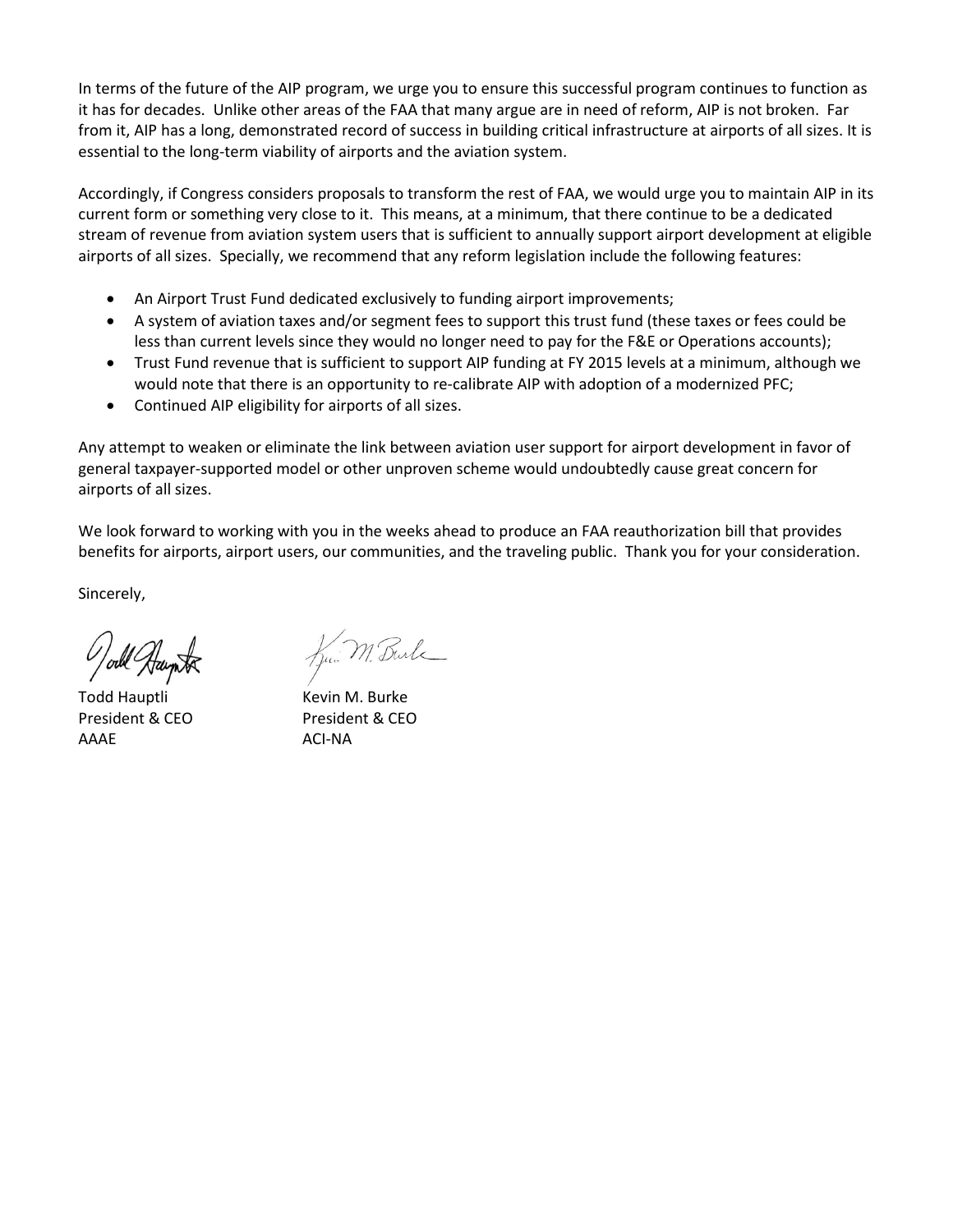In terms of the future of the AIP program, we urge you to ensure this successful program continues to function as it has for decades. Unlike other areas of the FAA that many argue are in need of reform, AIP is not broken. Far from it, AIP has a long, demonstrated record of success in building critical infrastructure at airports of all sizes. It is essential to the long-term viability of airports and the aviation system.

Accordingly, if Congress considers proposals to transform the rest of FAA, we would urge you to maintain AIP in its current form or something very close to it. This means, at a minimum, that there continue to be a dedicated stream of revenue from aviation system users that is sufficient to annually support airport development at eligible airports of all sizes. Specially, we recommend that any reform legislation include the following features:

- An Airport Trust Fund dedicated exclusively to funding airport improvements;
- A system of aviation taxes and/or segment fees to support this trust fund (these taxes or fees could be less than current levels since they would no longer need to pay for the F&E or Operations accounts);
- Trust Fund revenue that is sufficient to support AIP funding at FY 2015 levels at a minimum, although we would note that there is an opportunity to re-calibrate AIP with adoption of a modernized PFC;
- Continued AIP eligibility for airports of all sizes.

Any attempt to weaken or eliminate the link between aviation user support for airport development in favor of general taxpayer-supported model or other unproven scheme would undoubtedly cause great concern for airports of all sizes.

We look forward to working with you in the weeks ahead to produce an FAA reauthorization bill that provides benefits for airports, airport users, our communities, and the traveling public. Thank you for your consideration.

Sincerely,

Todd Hauptli
President & CEO
AAAE

Kevin M. Burke
President & CEO
ACI-NA